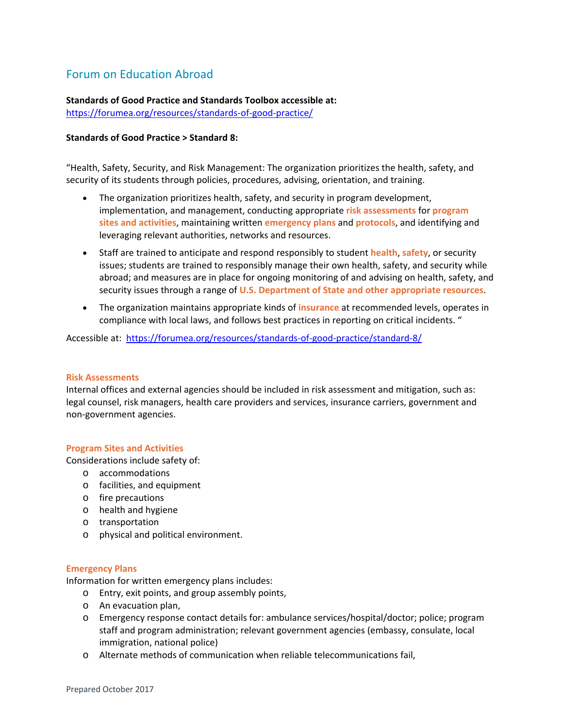## Forum on Education Abroad

**Standards of Good Practice and Standards Toolbox accessible at:**
https://forumea.org/resources/standards-of-good-practice/

**Standards of Good Practice > Standard 8:**

"Health, Safety, Security, and Risk Management: The organization prioritizes the health, safety, and security of its students through policies, procedures, advising, orientation, and training.

- The organization prioritizes health, safety, and security in program development, implementation, and management, conducting appropriate **risk assessments** for **program sites and activities**, maintaining written **emergency plans** and **protocols**, and identifying and leveraging relevant authorities, networks and resources.
- Staff are trained to anticipate and respond responsibly to student **health**, **safety**, or security issues; students are trained to responsibly manage their own health, safety, and security while abroad; and measures are in place for ongoing monitoring of and advising on health, safety, and security issues through a range of **U.S. Department of State and other appropriate resources**.
- The organization maintains appropriate kinds of **insurance** at recommended levels, operates in compliance with local laws, and follows best practices in reporting on critical incidents. "

Accessible at: https://forumea.org/resources/standards-of-good-practice/standard-8/

#### Risk Assessments

Internal offices and external agencies should be included in risk assessment and mitigation, such as: legal counsel, risk managers, health care providers and services, insurance carriers, government and non-government agencies.

#### Program Sites and Activities

Considerations include safety of:

- accommodations
- facilities, and equipment
- fire precautions
- health and hygiene
- transportation
- physical and political environment.

#### Emergency Plans

Information for written emergency plans includes:

- Entry, exit points, and group assembly points,
- An evacuation plan,
- Emergency response contact details for: ambulance services/hospital/doctor; police; program staff and program administration; relevant government agencies (embassy, consulate, local immigration, national police)
- Alternate methods of communication when reliable telecommunications fail,

Prepared October 2017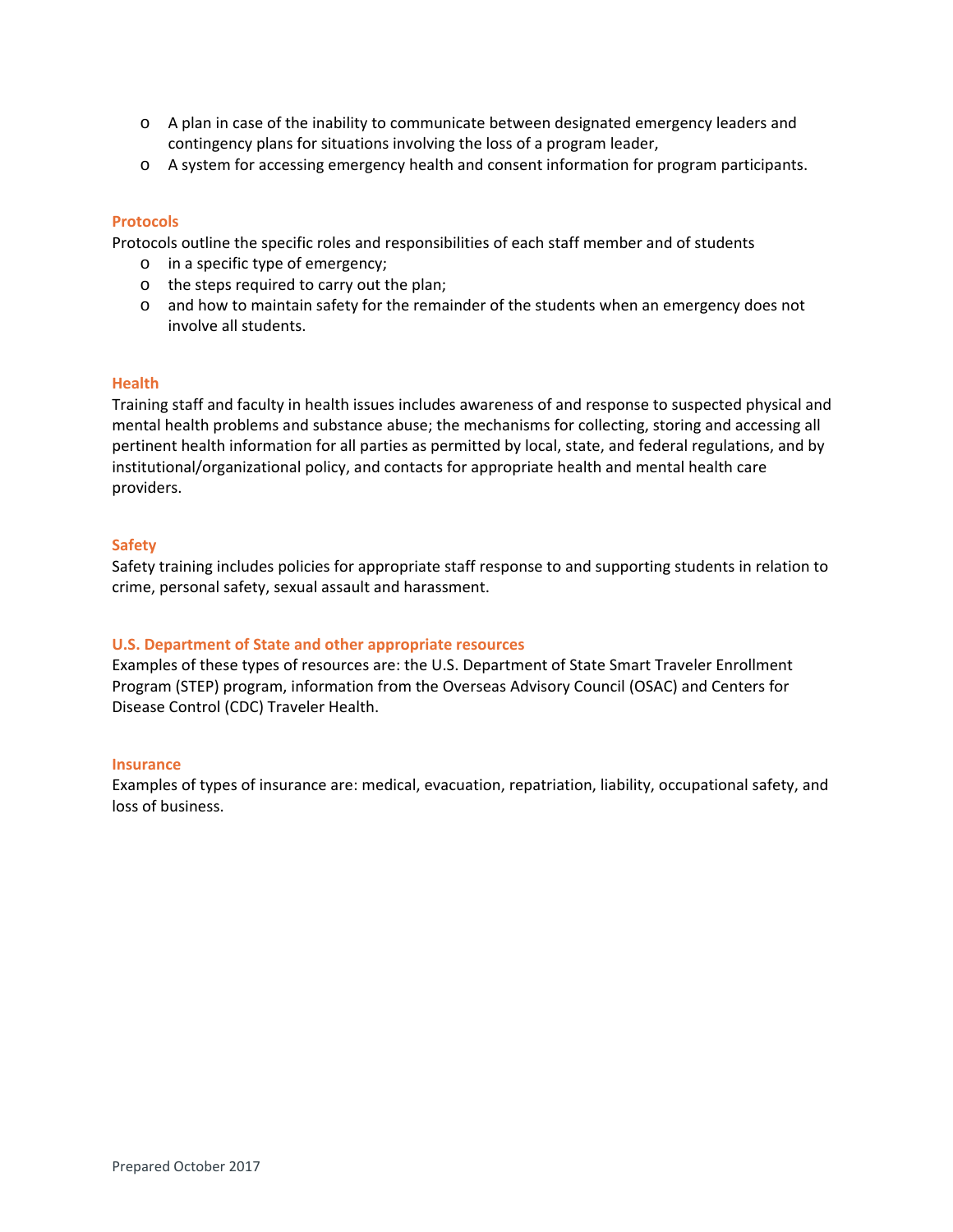- A plan in case of the inability to communicate between designated emergency leaders and contingency plans for situations involving the loss of a program leader,
- A system for accessing emergency health and consent information for program participants.

### Protocols

Protocols outline the specific roles and responsibilities of each staff member and of students

- in a specific type of emergency;
- the steps required to carry out the plan;
- and how to maintain safety for the remainder of the students when an emergency does not involve all students.

### Health

Training staff and faculty in health issues includes awareness of and response to suspected physical and mental health problems and substance abuse; the mechanisms for collecting, storing and accessing all pertinent health information for all parties as permitted by local, state, and federal regulations, and by institutional/organizational policy, and contacts for appropriate health and mental health care providers.

### Safety

Safety training includes policies for appropriate staff response to and supporting students in relation to crime, personal safety, sexual assault and harassment.

### U.S. Department of State and other appropriate resources

Examples of these types of resources are: the U.S. Department of State Smart Traveler Enrollment Program (STEP) program, information from the Overseas Advisory Council (OSAC) and Centers for Disease Control (CDC) Traveler Health.

### Insurance

Examples of types of insurance are: medical, evacuation, repatriation, liability, occupational safety, and loss of business.

Prepared October 2017